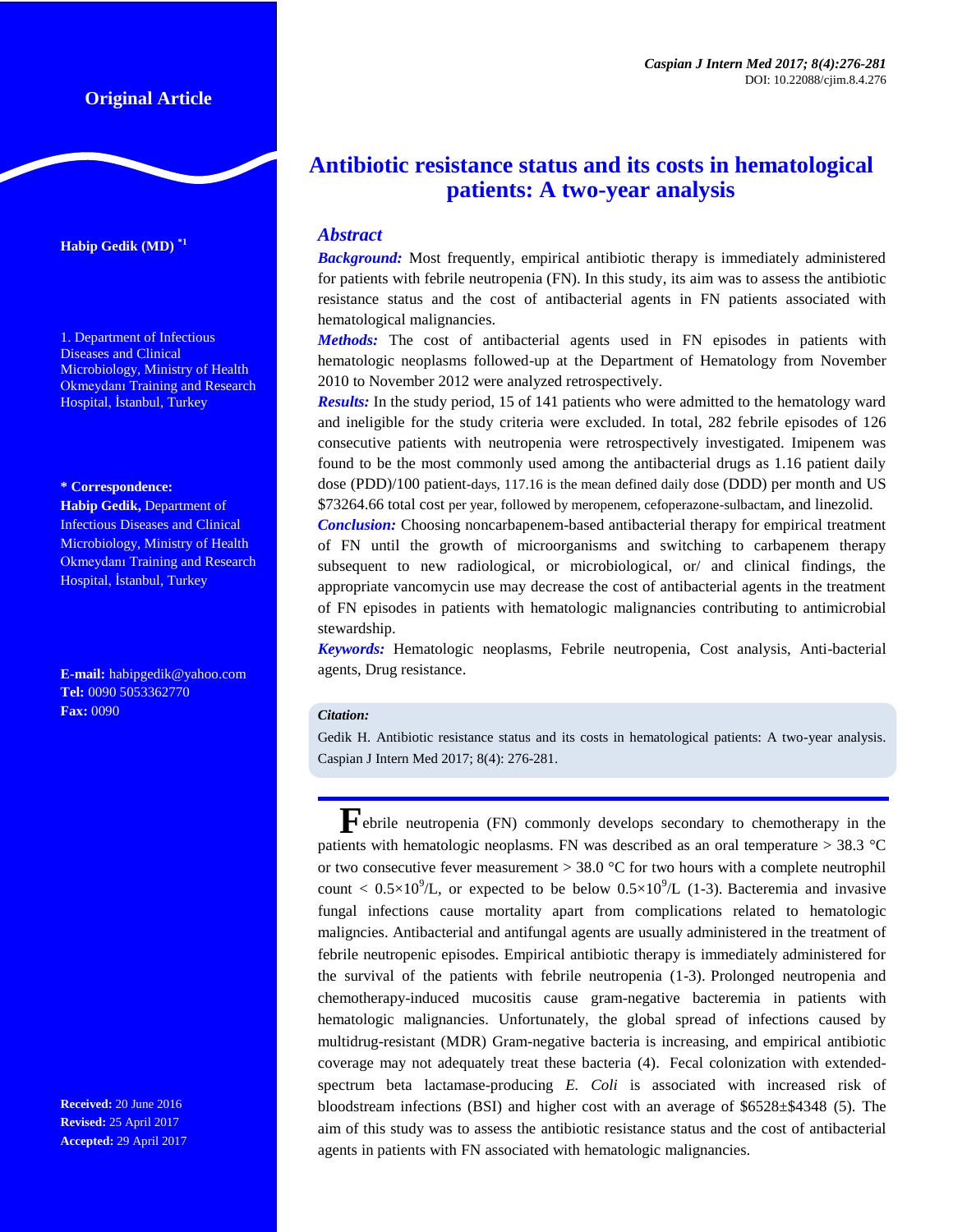Original Article

# Antibiotic resistance status and its costs in hematological patients: A two-year analysis

**Habip Gedik (MD)** [*1]

1. Department of Infectious Diseases and Clinical Microbiology, Ministry of Health Okmeydanı Training and Research Hospital, İstanbul, Turkey

**\* Correspondence:**
**Habip Gedik,** Department of Infectious Diseases and Clinical Microbiology, Ministry of Health Okmeydanı Training and Research Hospital, İstanbul, Turkey

**E-mail:** habipgedik@yahoo.com
**Tel:** 0090 5053362770
**Fax:** 0090

**Received:** 20 June 2016
**Revised:** 25 April 2017
**Accepted:** 29 April 2017

## Abstract

***Background:*** Most frequently, empirical antibiotic therapy is immediately administered for patients with febrile neutropenia (FN). In this study, its aim was to assess the antibiotic resistance status and the cost of antibacterial agents in FN patients associated with hematological malignancies.

***Methods:*** The cost of antibacterial agents used in FN episodes in patients with hematologic neoplasms followed-up at the Department of Hematology from November 2010 to November 2012 were analyzed retrospectively.

***Results:*** In the study period, 15 of 141 patients who were admitted to the hematology ward and ineligible for the study criteria were excluded. In total, 282 febrile episodes of 126 consecutive patients with neutropenia were retrospectively investigated. Imipenem was found to be the most commonly used among the antibacterial drugs as 1.16 patient daily dose (PDD)/100 patient-days, 117.16 is the mean defined daily dose (DDD) per month and US $73264.66 total cost per year, followed by meropenem, cefoperazone-sulbactam, and linezolid.

***Conclusion:*** Choosing noncarbapenem-based antibacterial therapy for empirical treatment of FN until the growth of microorganisms and switching to carbapenem therapy subsequent to new radiological, or microbiological, or/ and clinical findings, the appropriate vancomycin use may decrease the cost of antibacterial agents in the treatment of FN episodes in patients with hematologic malignancies contributing to antimicrobial stewardship.

***Keywords:*** Hematologic neoplasms, Febrile neutropenia, Cost analysis, Anti-bacterial agents, Drug resistance.

***Citation:***
Gedik H. Antibiotic resistance status and its costs in hematological patients: A two-year analysis. Caspian J Intern Med 2017; 8(4): 276-281.

Febrile neutropenia (FN) commonly develops secondary to chemotherapy in the patients with hematologic neoplasms. FN was described as an oral temperature > 38.3 °C or two consecutive fever measurement > 38.0 °C for two hours with a complete neutrophil count < $0.5\times10^9$/L, or expected to be below $0.5\times10^9$/L (1-3). Bacteremia and invasive fungal infections cause mortality apart from complications related to hematologic maligncies. Antibacterial and antifungal agents are usually administered in the treatment of febrile neutropenic episodes. Empirical antibiotic therapy is immediately administered for the survival of the patients with febrile neutropenia (1-3). Prolonged neutropenia and chemotherapy-induced mucositis cause gram-negative bacteremia in patients with hematologic malignancies. Unfortunately, the global spread of infections caused by multidrug-resistant (MDR) Gram-negative bacteria is increasing, and empirical antibiotic coverage may not adequately treat these bacteria (4). Fecal colonization with extended-spectrum beta lactamase-producing *E. Coli* is associated with increased risk of bloodstream infections (BSI) and higher cost with an average of $6528±$4348 (5). The aim of this study was to assess the antibiotic resistance status and the cost of antibacterial agents in patients with FN associated with hematologic malignancies.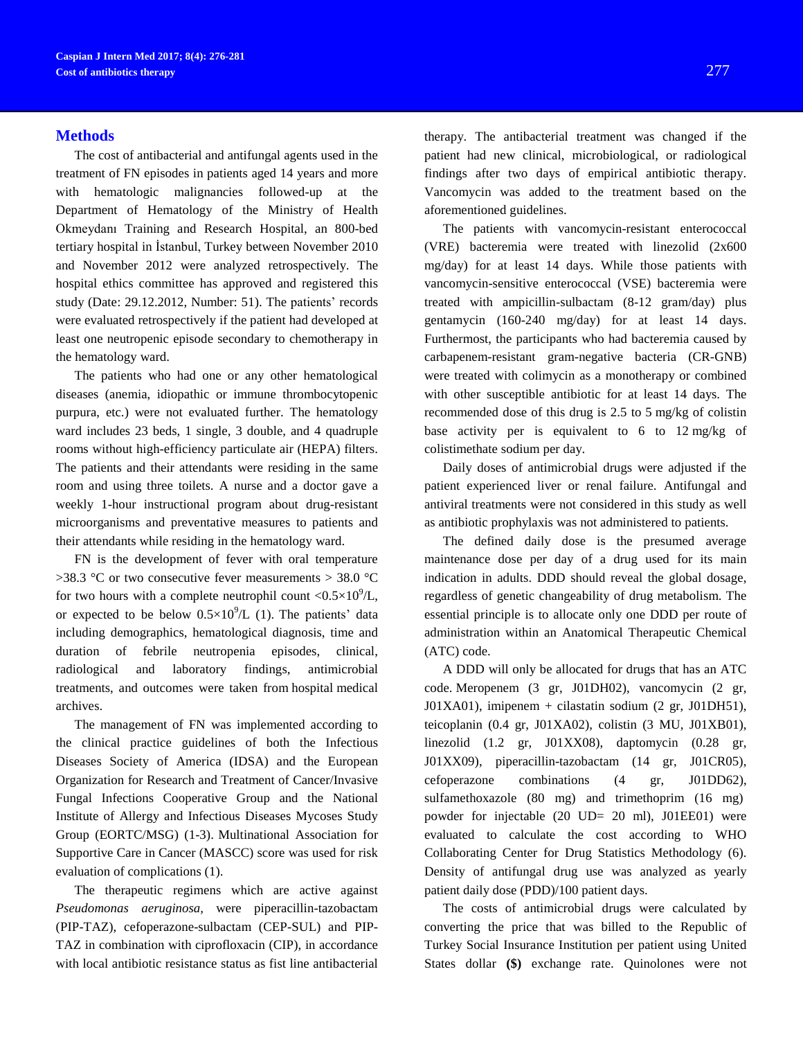## Methods

The cost of antibacterial and antifungal agents used in the treatment of FN episodes in patients aged 14 years and more with hematologic malignancies followed-up at the Department of Hematology of the Ministry of Health Okmeydanı Training and Research Hospital, an 800-bed tertiary hospital in İstanbul, Turkey between November 2010 and November 2012 were analyzed retrospectively. The hospital ethics committee has approved and registered this study (Date: 29.12.2012, Number: 51). The patients' records were evaluated retrospectively if the patient had developed at least one neutropenic episode secondary to chemotherapy in the hematology ward.

The patients who had one or any other hematological diseases (anemia, idiopathic or immune thrombocytopenic purpura, etc.) were not evaluated further. The hematology ward includes 23 beds, 1 single, 3 double, and 4 quadruple rooms without high-efficiency particulate air (HEPA) filters. The patients and their attendants were residing in the same room and using three toilets. A nurse and a doctor gave a weekly 1-hour instructional program about drug-resistant microorganisms and preventative measures to patients and their attendants while residing in the hematology ward.

FN is the development of fever with oral temperature >38.3 °C or two consecutive fever measurements > 38.0 °C for two hours with a complete neutrophil count $<0.5\times10^9$/L, or expected to be below $0.5\times10^9$/L (1). The patients' data including demographics, hematological diagnosis, time and duration of febrile neutropenia episodes, clinical, radiological and laboratory findings, antimicrobial treatments, and outcomes were taken from hospital medical archives.

The management of FN was implemented according to the clinical practice guidelines of both the Infectious Diseases Society of America (IDSA) and the European Organization for Research and Treatment of Cancer/Invasive Fungal Infections Cooperative Group and the National Institute of Allergy and Infectious Diseases Mycoses Study Group (EORTC/MSG) (1-3). Multinational Association for Supportive Care in Cancer (MASCC) score was used for risk evaluation of complications (1).

The therapeutic regimens which are active against *Pseudomonas aeruginosa*, were piperacillin-tazobactam (PIP-TAZ), cefoperazone-sulbactam (CEP-SUL) and PIP-TAZ in combination with ciprofloxacin (CIP), in accordance with local antibiotic resistance status as fist line antibacterial therapy. The antibacterial treatment was changed if the patient had new clinical, microbiological, or radiological findings after two days of empirical antibiotic therapy. Vancomycin was added to the treatment based on the aforementioned guidelines.

The patients with vancomycin-resistant enterococcal (VRE) bacteremia were treated with linezolid (2x600 mg/day) for at least 14 days. While those patients with vancomycin-sensitive enterococcal (VSE) bacteremia were treated with ampicillin-sulbactam (8-12 gram/day) plus gentamycin (160-240 mg/day) for at least 14 days. Furthermost, the participants who had bacteremia caused by carbapenem-resistant gram-negative bacteria (CR-GNB) were treated with colimycin as a monotherapy or combined with other susceptible antibiotic for at least 14 days. The recommended dose of this drug is 2.5 to 5 mg/kg of colistin base activity per is equivalent to 6 to 12 mg/kg of colistimethate sodium per day.

Daily doses of antimicrobial drugs were adjusted if the patient experienced liver or renal failure. Antifungal and antiviral treatments were not considered in this study as well as antibiotic prophylaxis was not administered to patients.

The defined daily dose is the presumed average maintenance dose per day of a drug used for its main indication in adults. DDD should reveal the global dosage, regardless of genetic changeability of drug metabolism. The essential principle is to allocate only one DDD per route of administration within an Anatomical Therapeutic Chemical (ATC) code.

A DDD will only be allocated for drugs that has an ATC code. Meropenem (3 gr, J01DH02), vancomycin (2 gr, J01XA01), imipenem + cilastatin sodium (2 gr, J01DH51), teicoplanin (0.4 gr, J01XA02), colistin (3 MU, J01XB01), linezolid (1.2 gr, J01XX08), daptomycin (0.28 gr, J01XX09), piperacillin-tazobactam (14 gr, J01CR05), cefoperazone combinations (4 gr, J01DD62), sulfamethoxazole (80 mg) and trimethoprim (16 mg) powder for injectable (20 UD= 20 ml), J01EE01) were evaluated to calculate the cost according to WHO Collaborating Center for Drug Statistics Methodology (6). Density of antifungal drug use was analyzed as yearly patient daily dose (PDD)/100 patient days.

The costs of antimicrobial drugs were calculated by converting the price that was billed to the Republic of Turkey Social Insurance Institution per patient using United States dollar **($)** exchange rate. Quinolones were not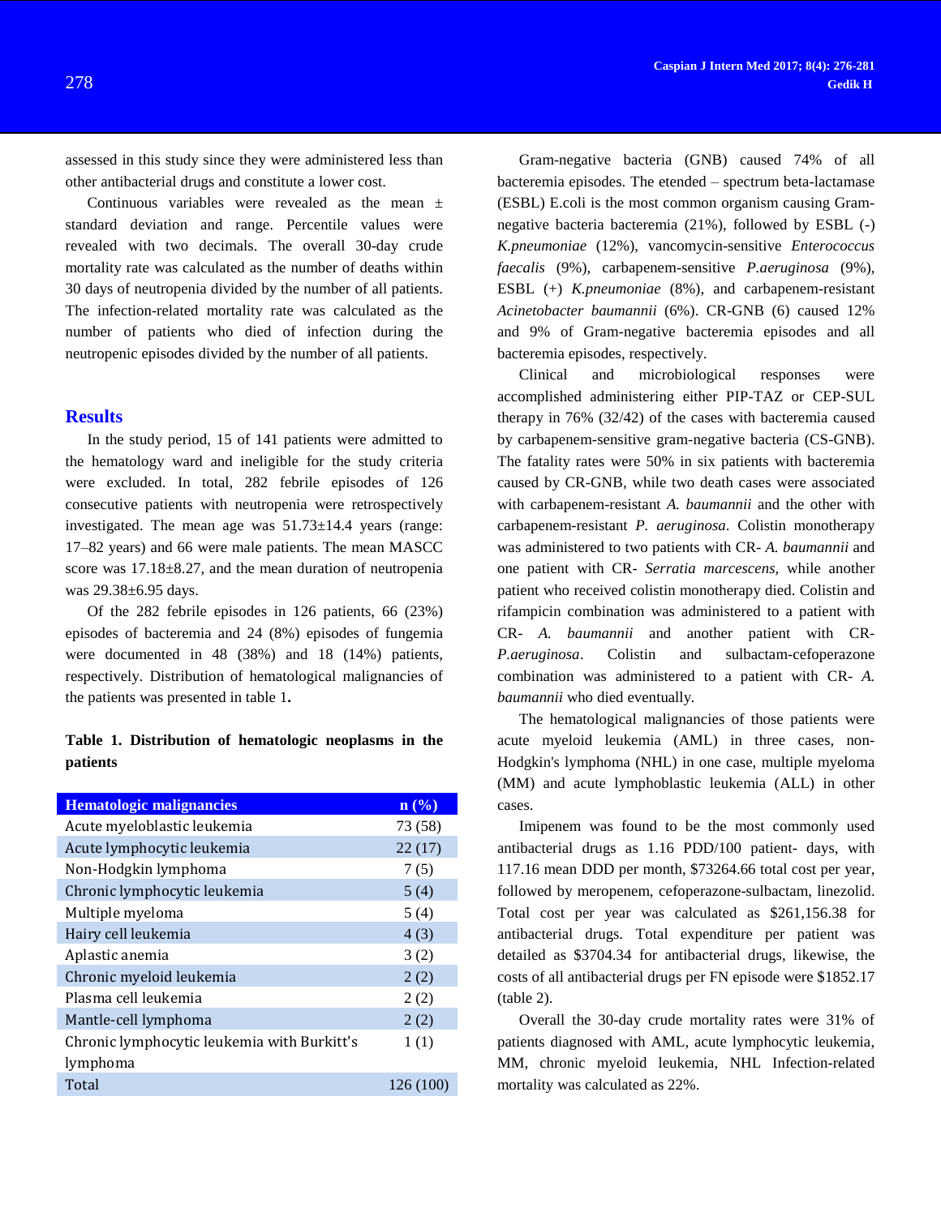assessed in this study since they were administered less than other antibacterial drugs and constitute a lower cost.

Continuous variables were revealed as the mean ± standard deviation and range. Percentile values were revealed with two decimals. The overall 30-day crude mortality rate was calculated as the number of deaths within 30 days of neutropenia divided by the number of all patients. The infection-related mortality rate was calculated as the number of patients who died of infection during the neutropenic episodes divided by the number of all patients.

## Results

In the study period, 15 of 141 patients were admitted to the hematology ward and ineligible for the study criteria were excluded. In total, 282 febrile episodes of 126 consecutive patients with neutropenia were retrospectively investigated. The mean age was 51.73±14.4 years (range: 17–82 years) and 66 were male patients. The mean MASCC score was 17.18±8.27, and the mean duration of neutropenia was 29.38±6.95 days.

Of the 282 febrile episodes in 126 patients, 66 (23%) episodes of bacteremia and 24 (8%) episodes of fungemia were documented in 48 (38%) and 18 (14%) patients, respectively. Distribution of hematological malignancies of the patients was presented in table 1**.**

**Table 1. Distribution of hematologic neoplasms in the patients**

| Hematologic malignancies | n (%) |
|---|---|
| Acute myeloblastic leukemia | 73 (58) |
| Acute lymphocytic leukemia | 22 (17) |
| Non-Hodgkin lymphoma | 7 (5) |
| Chronic lymphocytic leukemia | 5 (4) |
| Multiple myeloma | 5 (4) |
| Hairy cell leukemia | 4 (3) |
| Aplastic anemia | 3 (2) |
| Chronic myeloid leukemia | 2 (2) |
| Plasma cell leukemia | 2 (2) |
| Mantle-cell lymphoma | 2 (2) |
| Chronic lymphocytic leukemia with Burkitt's lymphoma | 1 (1) |
| Total | 126 (100) |

Gram-negative bacteria (GNB) caused 74% of all bacteremia episodes. The etended – spectrum beta-lactamase (ESBL) E.coli is the most common organism causing Gram-negative bacteria bacteremia (21%), followed by ESBL (-) *K.pneumoniae* (12%), vancomycin-sensitive *Enterococcus faecalis* (9%), carbapenem-sensitive *P.aeruginosa* (9%), ESBL (+) *K.pneumoniae* (8%), and carbapenem-resistant *Acinetobacter baumannii* (6%). CR-GNB (6) caused 12% and 9% of Gram-negative bacteremia episodes and all bacteremia episodes, respectively.

Clinical and microbiological responses were accomplished administering either PIP-TAZ or CEP-SUL therapy in 76% (32/42) of the cases with bacteremia caused by carbapenem-sensitive gram-negative bacteria (CS-GNB). The fatality rates were 50% in six patients with bacteremia caused by CR-GNB, while two death cases were associated with carbapenem-resistant *A. baumannii* and the other with carbapenem-resistant *P. aeruginosa*. Colistin monotherapy was administered to two patients with CR- *A. baumannii* and one patient with CR- *Serratia marcescens*, while another patient who received colistin monotherapy died. Colistin and rifampicin combination was administered to a patient with CR- *A. baumannii* and another patient with CR- *P.aeruginosa*. Colistin and sulbactam-cefoperazone combination was administered to a patient with CR- *A. baumannii* who died eventually.

The hematological malignancies of those patients were acute myeloid leukemia (AML) in three cases, non-Hodgkin's lymphoma (NHL) in one case, multiple myeloma (MM) and acute lymphoblastic leukemia (ALL) in other cases.

Imipenem was found to be the most commonly used antibacterial drugs as 1.16 PDD/100 patient- days, with 117.16 mean DDD per month, $73264.66 total cost per year, followed by meropenem, cefoperazone-sulbactam, linezolid. Total cost per year was calculated as $261,156.38 for antibacterial drugs. Total expenditure per patient was detailed as $3704.34 for antibacterial drugs, likewise, the costs of all antibacterial drugs per FN episode were $1852.17 (table 2).

Overall the 30-day crude mortality rates were 31% of patients diagnosed with AML, acute lymphocytic leukemia, MM, chronic myeloid leukemia, NHL Infection-related mortality was calculated as 22%.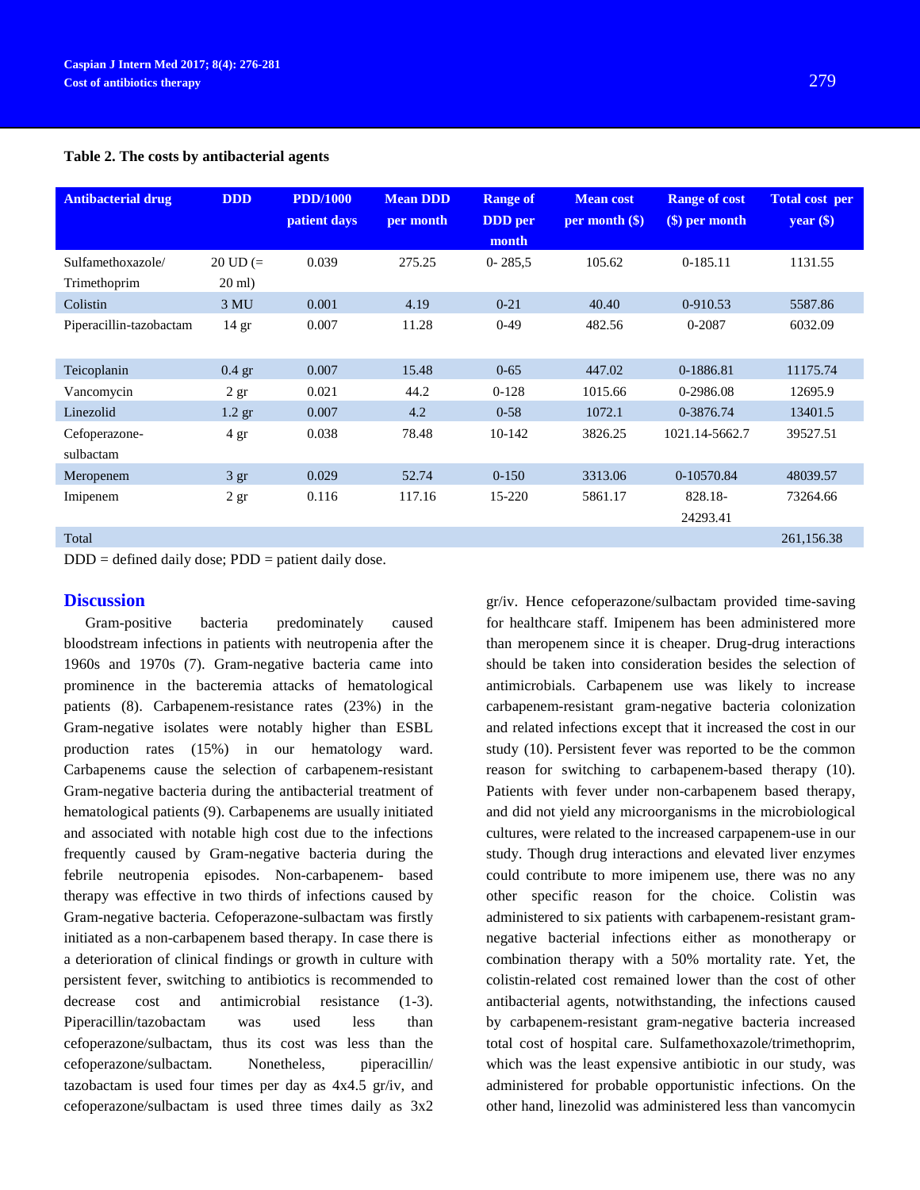**Table 2. The costs by antibacterial agents**

| Antibacterial drug | DDD | PDD/1000 patient days | Mean DDD per month | Range of DDD per month | Mean cost per month ($) | Range of cost ($) per month | Total cost per year ($) |
|---|---|---|---|---|---|---|---|
| Sulfamethoxazole/ Trimethoprim | 20 UD (= 20 ml) | 0.039 | 275.25 | 0- 285,5 | 105.62 | 0-185.11 | 1131.55 |
| Colistin | 3 MU | 0.001 | 4.19 | 0-21 | 40.40 | 0-910.53 | 5587.86 |
| Piperacillin-tazobactam | 14 gr | 0.007 | 11.28 | 0-49 | 482.56 | 0-2087 | 6032.09 |
| Teicoplanin | 0.4 gr | 0.007 | 15.48 | 0-65 | 447.02 | 0-1886.81 | 11175.74 |
| Vancomycin | 2 gr | 0.021 | 44.2 | 0-128 | 1015.66 | 0-2986.08 | 12695.9 |
| Linezolid | 1.2 gr | 0.007 | 4.2 | 0-58 | 1072.1 | 0-3876.74 | 13401.5 |
| Cefoperazone-sulbactam | 4 gr | 0.038 | 78.48 | 10-142 | 3826.25 | 1021.14-5662.7 | 39527.51 |
| Meropenem | 3 gr | 0.029 | 52.74 | 0-150 | 3313.06 | 0-10570.84 | 48039.57 |
| Imipenem | 2 gr | 0.116 | 117.16 | 15-220 | 5861.17 | 828.18-24293.41 | 73264.66 |
| Total | | | | | | | 261,156.38 |

DDD = defined daily dose; PDD = patient daily dose.

## Discussion

Gram-positive bacteria predominately caused bloodstream infections in patients with neutropenia after the 1960s and 1970s (7). Gram-negative bacteria came into prominence in the bacteremia attacks of hematological patients (8). Carbapenem-resistance rates (23%) in the Gram-negative isolates were notably higher than ESBL production rates (15%) in our hematology ward. Carbapenems cause the selection of carbapenem-resistant Gram-negative bacteria during the antibacterial treatment of hematological patients (9). Carbapenems are usually initiated and associated with notable high cost due to the infections frequently caused by Gram-negative bacteria during the febrile neutropenia episodes. Non-carbapenem- based therapy was effective in two thirds of infections caused by Gram-negative bacteria. Cefoperazone-sulbactam was firstly initiated as a non-carbapenem based therapy. In case there is a deterioration of clinical findings or growth in culture with persistent fever, switching to antibiotics is recommended to decrease cost and antimicrobial resistance (1-3). Piperacillin/tazobactam was used less than cefoperazone/sulbactam, thus its cost was less than the cefoperazone/sulbactam. Nonetheless, piperacillin/ tazobactam is used four times per day as 4x4.5 gr/iv, and cefoperazone/sulbactam is used three times daily as 3x2 gr/iv. Hence cefoperazone/sulbactam provided time-saving for healthcare staff. Imipenem has been administered more than meropenem since it is cheaper. Drug-drug interactions should be taken into consideration besides the selection of antimicrobials. Carbapenem use was likely to increase carbapenem-resistant gram-negative bacteria colonization and related infections except that it increased the cost in our study (10). Persistent fever was reported to be the common reason for switching to carbapenem-based therapy (10). Patients with fever under non-carbapenem based therapy, and did not yield any microorganisms in the microbiological cultures, were related to the increased carpapenem-use in our study. Though drug interactions and elevated liver enzymes could contribute to more imipenem use, there was no any other specific reason for the choice. Colistin was administered to six patients with carbapenem-resistant gram-negative bacterial infections either as monotherapy or combination therapy with a 50% mortality rate. Yet, the colistin-related cost remained lower than the cost of other antibacterial agents, notwithstanding, the infections caused by carbapenem-resistant gram-negative bacteria increased total cost of hospital care. Sulfamethoxazole/trimethoprim, which was the least expensive antibiotic in our study, was administered for probable opportunistic infections. On the other hand, linezolid was administered less than vancomycin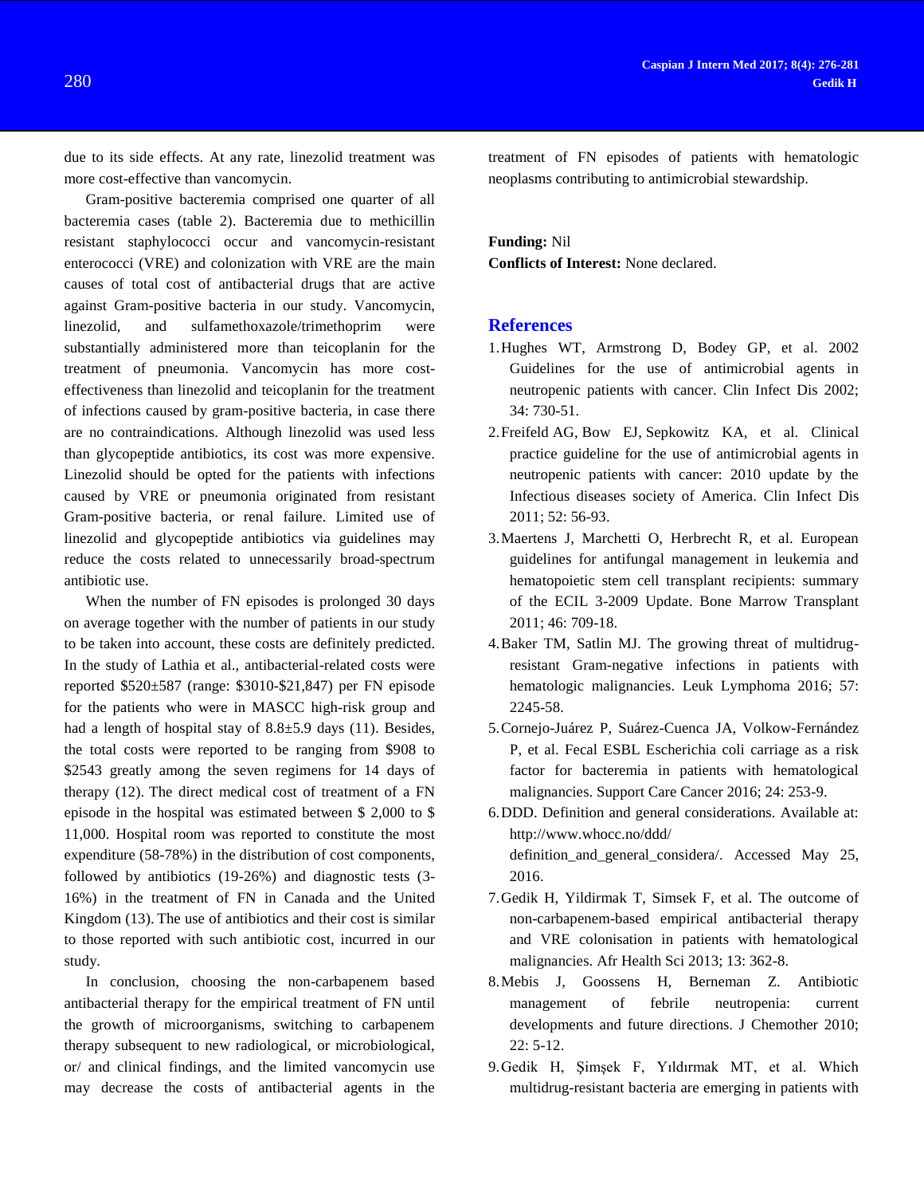due to its side effects. At any rate, linezolid treatment was more cost-effective than vancomycin.

Gram-positive bacteremia comprised one quarter of all bacteremia cases (table 2). Bacteremia due to methicillin resistant staphylococci occur and vancomycin-resistant enterococci (VRE) and colonization with VRE are the main causes of total cost of antibacterial drugs that are active against Gram-positive bacteria in our study. Vancomycin, linezolid, and sulfamethoxazole/trimethoprim were substantially administered more than teicoplanin for the treatment of pneumonia. Vancomycin has more cost-effectiveness than linezolid and teicoplanin for the treatment of infections caused by gram-positive bacteria, in case there are no contraindications. Although linezolid was used less than glycopeptide antibiotics, its cost was more expensive. Linezolid should be opted for the patients with infections caused by VRE or pneumonia originated from resistant Gram-positive bacteria, or renal failure. Limited use of linezolid and glycopeptide antibiotics via guidelines may reduce the costs related to unnecessarily broad-spectrum antibiotic use.

When the number of FN episodes is prolonged 30 days on average together with the number of patients in our study to be taken into account, these costs are definitely predicted. In the study of Lathia et al., antibacterial-related costs were reported $520±587 (range: $3010-$21,847) per FN episode for the patients who were in MASCC high-risk group and had a length of hospital stay of 8.8±5.9 days (11). Besides, the total costs were reported to be ranging from $908 to $2543 greatly among the seven regimens for 14 days of therapy (12). The direct medical cost of treatment of a FN episode in the hospital was estimated between $ 2,000 to $ 11,000. Hospital room was reported to constitute the most expenditure (58-78%) in the distribution of cost components, followed by antibiotics (19-26%) and diagnostic tests (3-16%) in the treatment of FN in Canada and the United Kingdom (13). The use of antibiotics and their cost is similar to those reported with such antibiotic cost, incurred in our study.

In conclusion, choosing the non-carbapenem based antibacterial therapy for the empirical treatment of FN until the growth of microorganisms, switching to carbapenem therapy subsequent to new radiological, or microbiological, or/ and clinical findings, and the limited vancomycin use may decrease the costs of antibacterial agents in the treatment of FN episodes of patients with hematologic neoplasms contributing to antimicrobial stewardship.

**Funding:** Nil

**Conflicts of Interest:** None declared.

## References

1. Hughes WT, Armstrong D, Bodey GP, et al. 2002 Guidelines for the use of antimicrobial agents in neutropenic patients with cancer. Clin Infect Dis 2002; 34: 730-51.
2. Freifeld AG, Bow EJ, Sepkowitz KA, et al. Clinical practice guideline for the use of antimicrobial agents in neutropenic patients with cancer: 2010 update by the Infectious diseases society of America. Clin Infect Dis 2011; 52: 56-93.
3. Maertens J, Marchetti O, Herbrecht R, et al. European guidelines for antifungal management in leukemia and hematopoietic stem cell transplant recipients: summary of the ECIL 3-2009 Update. Bone Marrow Transplant 2011; 46: 709-18.
4. Baker TM, Satlin MJ. The growing threat of multidrug-resistant Gram-negative infections in patients with hematologic malignancies. Leuk Lymphoma 2016; 57: 2245-58.
5. Cornejo-Juárez P, Suárez-Cuenca JA, Volkow-Fernández P, et al. Fecal ESBL Escherichia coli carriage as a risk factor for bacteremia in patients with hematological malignancies. Support Care Cancer 2016; 24: 253-9.
6. DDD. Definition and general considerations. Available at: http://www.whocc.no/ddd/ definition_and_general_considera/. Accessed May 25, 2016.
7. Gedik H, Yildirmak T, Simsek F, et al. The outcome of non-carbapenem-based empirical antibacterial therapy and VRE colonisation in patients with hematological malignancies. Afr Health Sci 2013; 13: 362-8.
8. Mebis J, Goossens H, Berneman Z. Antibiotic management of febrile neutropenia: current developments and future directions. J Chemother 2010; 22: 5-12.
9. Gedik H, Şimşek F, Yıldırmak MT, et al. Which multidrug-resistant bacteria are emerging in patients with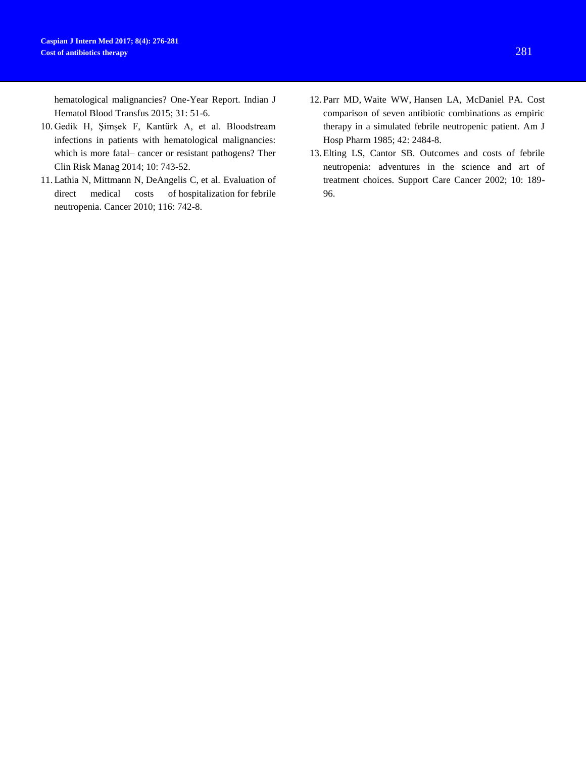hematological malignancies? One-Year Report. Indian J Hematol Blood Transfus 2015; 31: 51-6.

10. Gedik H, Şimşek F, Kantürk A, et al. Bloodstream infections in patients with hematological malignancies: which is more fatal– cancer or resistant pathogens? Ther Clin Risk Manag 2014; 10: 743-52.
11. Lathia N, Mittmann N, DeAngelis C, et al. Evaluation of direct medical costs of hospitalization for febrile neutropenia. Cancer 2010; 116: 742-8.
12. Parr MD, Waite WW, Hansen LA, McDaniel PA. Cost comparison of seven antibiotic combinations as empiric therapy in a simulated febrile neutropenic patient. Am J Hosp Pharm 1985; 42: 2484-8.
13. Elting LS, Cantor SB. Outcomes and costs of febrile neutropenia: adventures in the science and art of treatment choices. Support Care Cancer 2002; 10: 189-96.